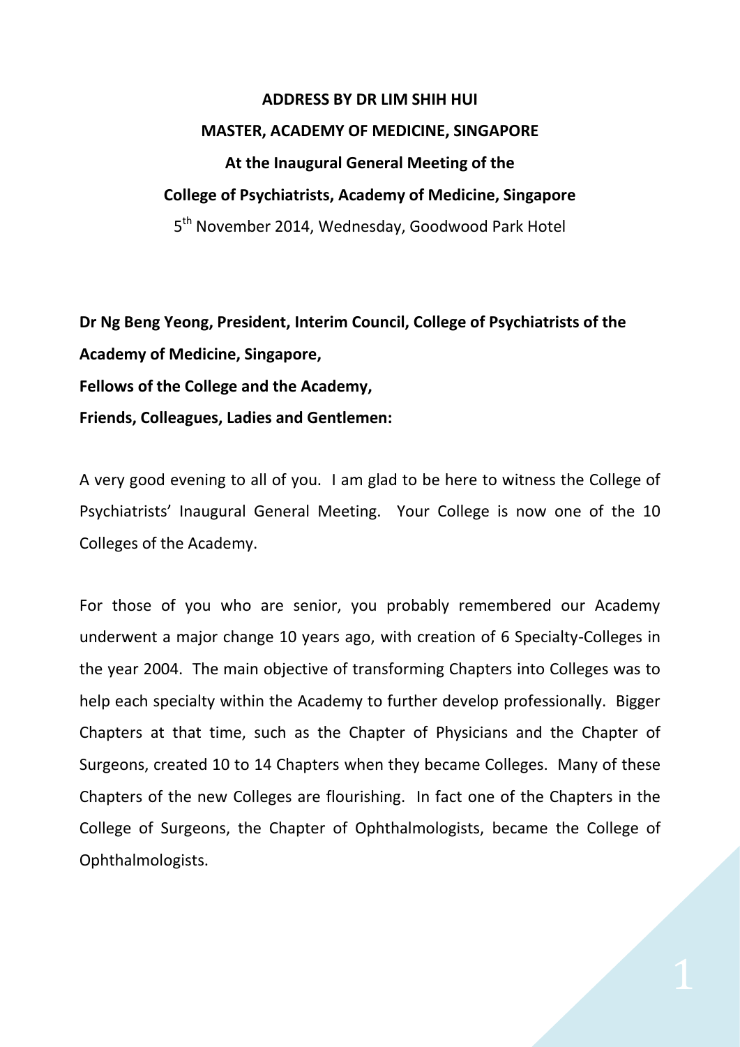**ADDRESS BY DR LIM SHIH HUI**

**MASTER, ACADEMY OF MEDICINE, SINGAPORE**

**At the Inaugural General Meeting of the**

**College of Psychiatrists, Academy of Medicine, Singapore**

5th November 2014, Wednesday, Goodwood Park Hotel

**Dr Ng Beng Yeong, President, Interim Council, College of Psychiatrists of the Academy of Medicine, Singapore,**
**Fellows of the College and the Academy,**
**Friends, Colleagues, Ladies and Gentlemen:**

A very good evening to all of you. I am glad to be here to witness the College of Psychiatrists' Inaugural General Meeting. Your College is now one of the 10 Colleges of the Academy.

For those of you who are senior, you probably remembered our Academy underwent a major change 10 years ago, with creation of 6 Specialty-Colleges in the year 2004. The main objective of transforming Chapters into Colleges was to help each specialty within the Academy to further develop professionally. Bigger Chapters at that time, such as the Chapter of Physicians and the Chapter of Surgeons, created 10 to 14 Chapters when they became Colleges. Many of these Chapters of the new Colleges are flourishing. In fact one of the Chapters in the College of Surgeons, the Chapter of Ophthalmologists, became the College of Ophthalmologists.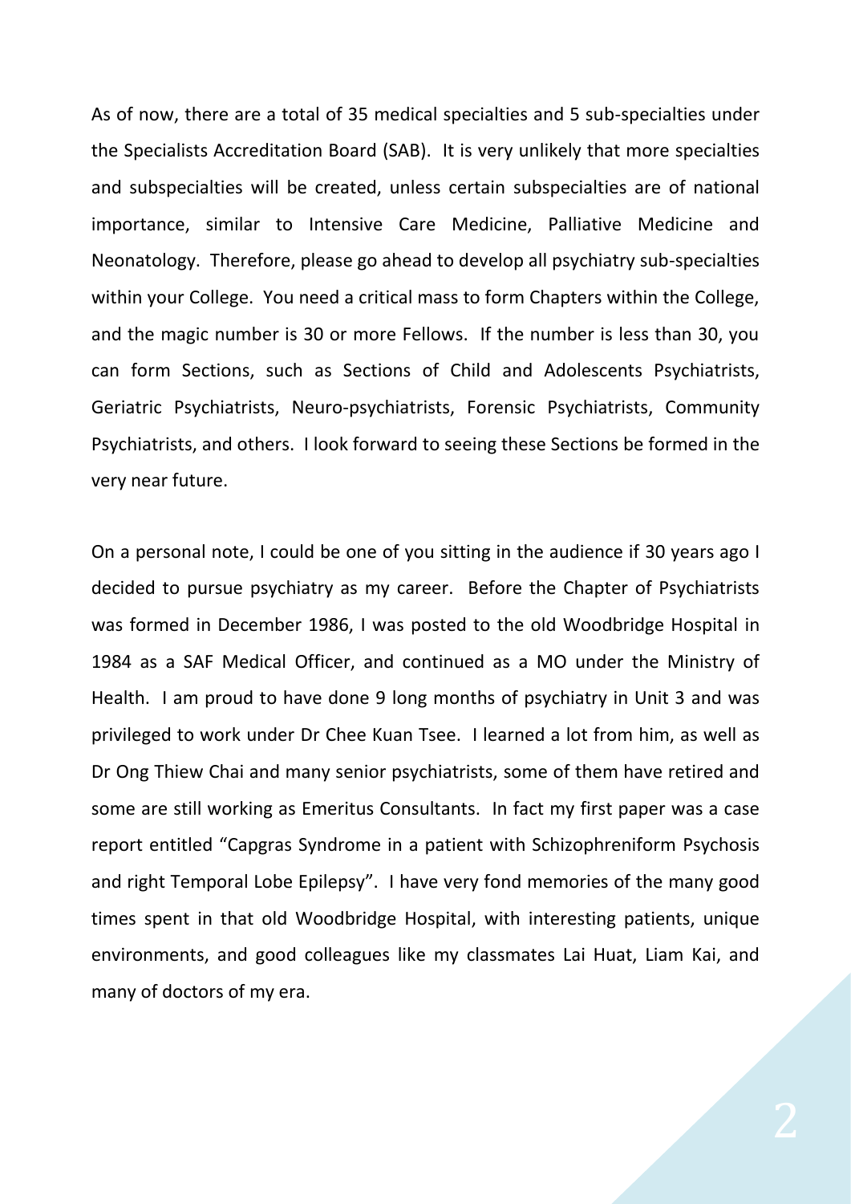As of now, there are a total of 35 medical specialties and 5 sub-specialties under the Specialists Accreditation Board (SAB). It is very unlikely that more specialties and subspecialties will be created, unless certain subspecialties are of national importance, similar to Intensive Care Medicine, Palliative Medicine and Neonatology. Therefore, please go ahead to develop all psychiatry sub-specialties within your College. You need a critical mass to form Chapters within the College, and the magic number is 30 or more Fellows. If the number is less than 30, you can form Sections, such as Sections of Child and Adolescents Psychiatrists, Geriatric Psychiatrists, Neuro-psychiatrists, Forensic Psychiatrists, Community Psychiatrists, and others. I look forward to seeing these Sections be formed in the very near future.

On a personal note, I could be one of you sitting in the audience if 30 years ago I decided to pursue psychiatry as my career. Before the Chapter of Psychiatrists was formed in December 1986, I was posted to the old Woodbridge Hospital in 1984 as a SAF Medical Officer, and continued as a MO under the Ministry of Health. I am proud to have done 9 long months of psychiatry in Unit 3 and was privileged to work under Dr Chee Kuan Tsee. I learned a lot from him, as well as Dr Ong Thiew Chai and many senior psychiatrists, some of them have retired and some are still working as Emeritus Consultants. In fact my first paper was a case report entitled "Capgras Syndrome in a patient with Schizophreniform Psychosis and right Temporal Lobe Epilepsy". I have very fond memories of the many good times spent in that old Woodbridge Hospital, with interesting patients, unique environments, and good colleagues like my classmates Lai Huat, Liam Kai, and many of doctors of my era.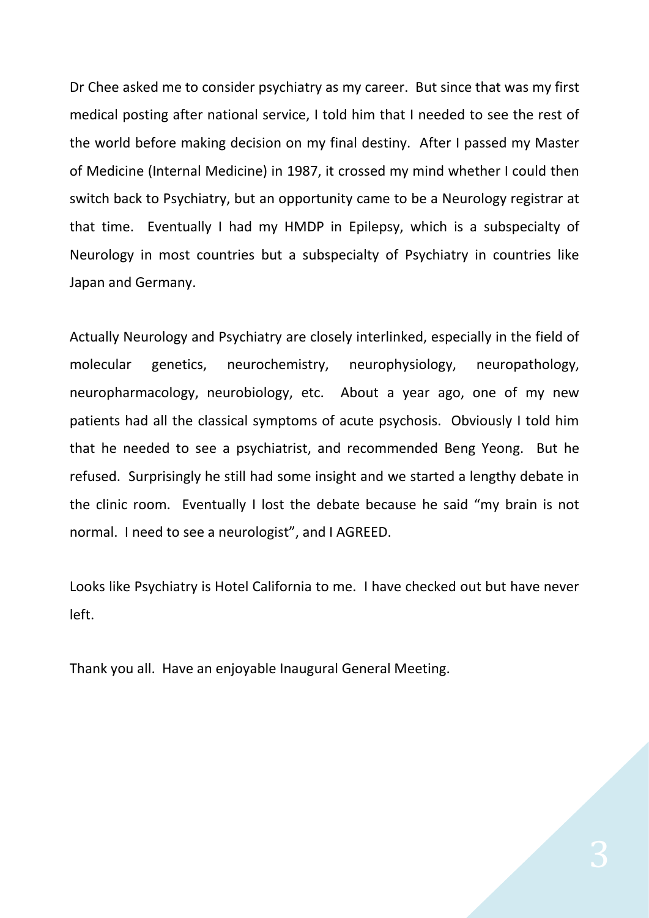Dr Chee asked me to consider psychiatry as my career. But since that was my first medical posting after national service, I told him that I needed to see the rest of the world before making decision on my final destiny. After I passed my Master of Medicine (Internal Medicine) in 1987, it crossed my mind whether I could then switch back to Psychiatry, but an opportunity came to be a Neurology registrar at that time. Eventually I had my HMDP in Epilepsy, which is a subspecialty of Neurology in most countries but a subspecialty of Psychiatry in countries like Japan and Germany.

Actually Neurology and Psychiatry are closely interlinked, especially in the field of molecular genetics, neurochemistry, neurophysiology, neuropathology, neuropharmacology, neurobiology, etc. About a year ago, one of my new patients had all the classical symptoms of acute psychosis. Obviously I told him that he needed to see a psychiatrist, and recommended Beng Yeong. But he refused. Surprisingly he still had some insight and we started a lengthy debate in the clinic room. Eventually I lost the debate because he said "my brain is not normal. I need to see a neurologist", and I AGREED.

Looks like Psychiatry is Hotel California to me. I have checked out but have never left.

Thank you all. Have an enjoyable Inaugural General Meeting.